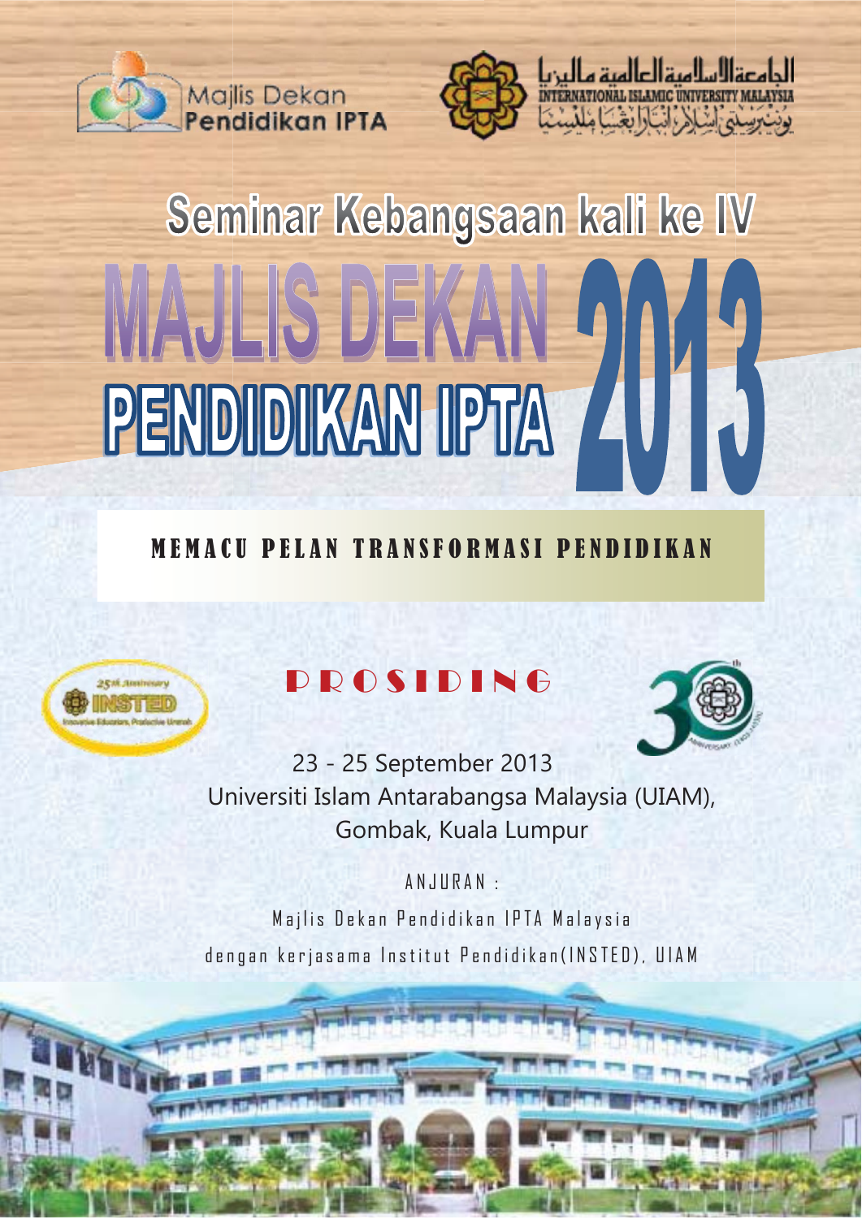Majlis Dekan Pendidikan IPTA

الجامعة الإسلامية العالمية ماليزيا
INTERNATIONAL ISLAMIC UNIVERSITY MALAYSIA

# Seminar Kebangsaan kali ke IV

# MAJLIS DEKAN PENDIDIKAN IPTA 2013

## MEMACU PELAN TRANSFORMASI PENDIDIKAN

## PROSIDING

23 - 25 September 2013

Universiti Islam Antarabangsa Malaysia (UIAM), Gombak, Kuala Lumpur

ANJURAN :

Majlis Dekan Pendidikan IPTA Malaysia

dengan kerjasama Institut Pendidikan(INSTED), UIAM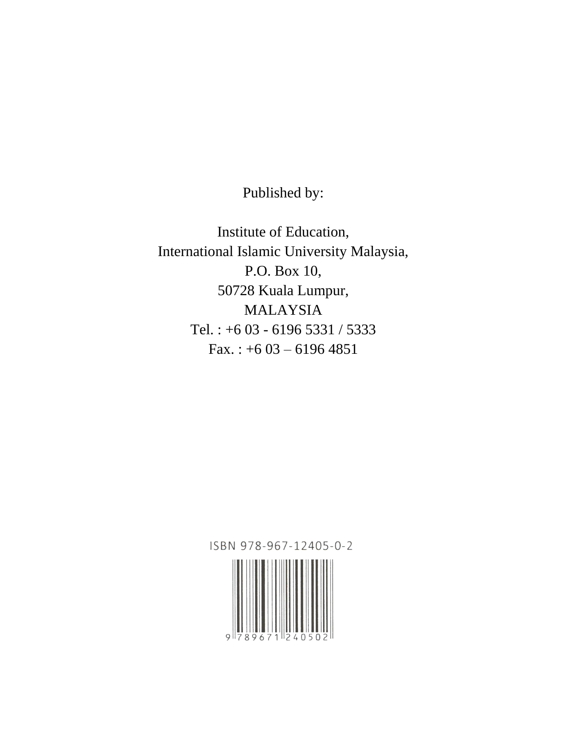Published by:

Institute of Education,
International Islamic University Malaysia,
P.O. Box 10,
50728 Kuala Lumpur,
MALAYSIA
Tel. : +6 03 - 6196 5331 / 5333
Fax. : +6 03 – 6196 4851

ISBN 978-967-12405-0-2

9 789671 240502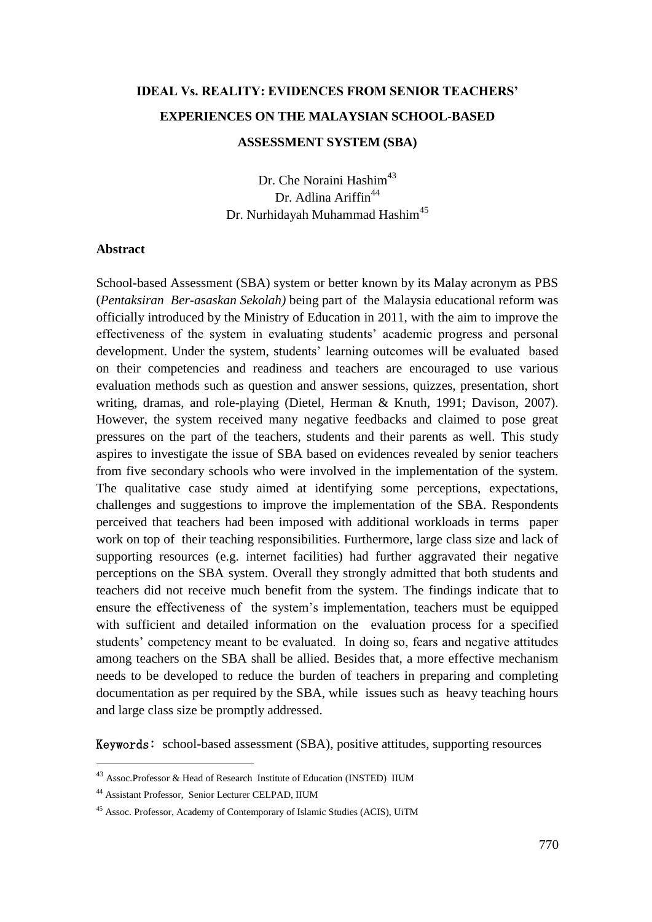# IDEAL Vs. REALITY: EVIDENCES FROM SENIOR TEACHERS' EXPERIENCES ON THE MALAYSIAN SCHOOL-BASED ASSESSMENT SYSTEM (SBA)

Dr. Che Noraini Hashim[43]
Dr. Adlina Ariffin[44]
Dr. Nurhidayah Muhammad Hashim[45]

## Abstract

School-based Assessment (SBA) system or better known by its Malay acronym as PBS (*Pentaksiran Ber-asaskan Sekolah)* being part of the Malaysia educational reform was officially introduced by the Ministry of Education in 2011, with the aim to improve the effectiveness of the system in evaluating students' academic progress and personal development. Under the system, students' learning outcomes will be evaluated based on their competencies and readiness and teachers are encouraged to use various evaluation methods such as question and answer sessions, quizzes, presentation, short writing, dramas, and role-playing (Dietel, Herman & Knuth, 1991; Davison, 2007). However, the system received many negative feedbacks and claimed to pose great pressures on the part of the teachers, students and their parents as well. This study aspires to investigate the issue of SBA based on evidences revealed by senior teachers from five secondary schools who were involved in the implementation of the system. The qualitative case study aimed at identifying some perceptions, expectations, challenges and suggestions to improve the implementation of the SBA. Respondents perceived that teachers had been imposed with additional workloads in terms paper work on top of their teaching responsibilities. Furthermore, large class size and lack of supporting resources (e.g. internet facilities) had further aggravated their negative perceptions on the SBA system. Overall they strongly admitted that both students and teachers did not receive much benefit from the system. The findings indicate that to ensure the effectiveness of the system's implementation, teachers must be equipped with sufficient and detailed information on the evaluation process for a specified students' competency meant to be evaluated. In doing so, fears and negative attitudes among teachers on the SBA shall be allied. Besides that, a more effective mechanism needs to be developed to reduce the burden of teachers in preparing and completing documentation as per required by the SBA, while issues such as heavy teaching hours and large class size be promptly addressed.

**Keywords:** school-based assessment (SBA), positive attitudes, supporting resources

---

[43] Assoc.Professor & Head of Research Institute of Education (INSTED) IIUM

[44] Assistant Professor, Senior Lecturer CELPAD, IIUM

[45] Assoc. Professor, Academy of Contemporary of Islamic Studies (ACIS), UiTM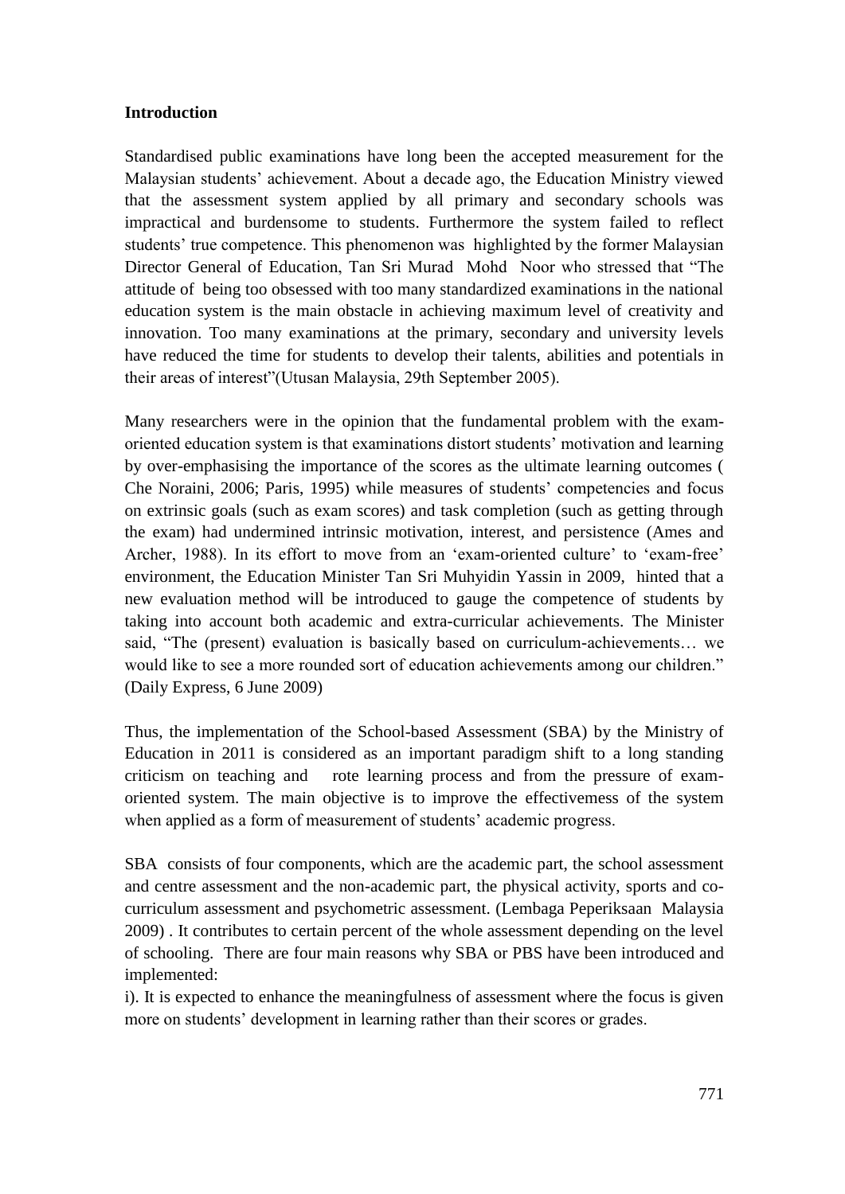## Introduction

Standardised public examinations have long been the accepted measurement for the Malaysian students' achievement. About a decade ago, the Education Ministry viewed that the assessment system applied by all primary and secondary schools was impractical and burdensome to students. Furthermore the system failed to reflect students' true competence. This phenomenon was highlighted by the former Malaysian Director General of Education, Tan Sri Murad Mohd Noor who stressed that "The attitude of being too obsessed with too many standardized examinations in the national education system is the main obstacle in achieving maximum level of creativity and innovation. Too many examinations at the primary, secondary and university levels have reduced the time for students to develop their talents, abilities and potentials in their areas of interest"(Utusan Malaysia, 29th September 2005).

Many researchers were in the opinion that the fundamental problem with the exam-oriented education system is that examinations distort students' motivation and learning by over-emphasising the importance of the scores as the ultimate learning outcomes ( Che Noraini, 2006; Paris, 1995) while measures of students' competencies and focus on extrinsic goals (such as exam scores) and task completion (such as getting through the exam) had undermined intrinsic motivation, interest, and persistence (Ames and Archer, 1988). In its effort to move from an 'exam-oriented culture' to 'exam-free' environment, the Education Minister Tan Sri Muhyidin Yassin in 2009, hinted that a new evaluation method will be introduced to gauge the competence of students by taking into account both academic and extra-curricular achievements. The Minister said, "The (present) evaluation is basically based on curriculum-achievements… we would like to see a more rounded sort of education achievements among our children." (Daily Express, 6 June 2009)

Thus, the implementation of the School-based Assessment (SBA) by the Ministry of Education in 2011 is considered as an important paradigm shift to a long standing criticism on teaching and rote learning process and from the pressure of exam-oriented system. The main objective is to improve the effectivemess of the system when applied as a form of measurement of students' academic progress.

SBA consists of four components, which are the academic part, the school assessment and centre assessment and the non-academic part, the physical activity, sports and co-curriculum assessment and psychometric assessment. (Lembaga Peperiksaan Malaysia 2009) . It contributes to certain percent of the whole assessment depending on the level of schooling. There are four main reasons why SBA or PBS have been introduced and implemented:

i). It is expected to enhance the meaningfulness of assessment where the focus is given more on students' development in learning rather than their scores or grades.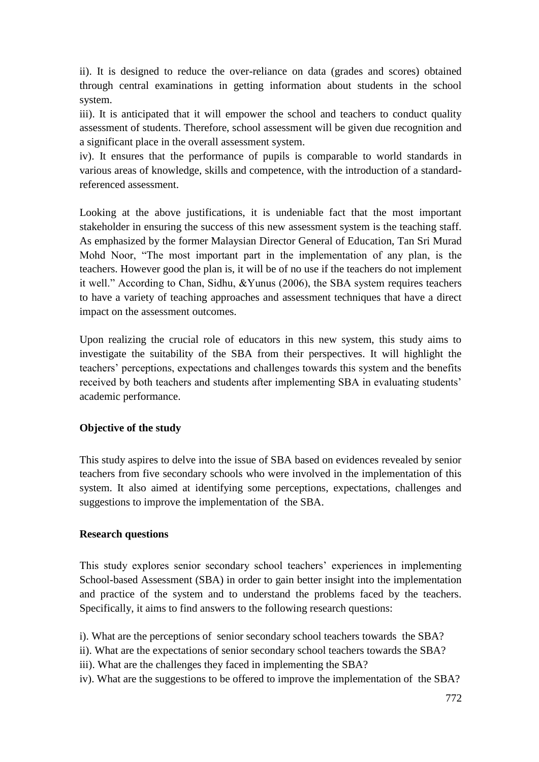ii). It is designed to reduce the over-reliance on data (grades and scores) obtained through central examinations in getting information about students in the school system.

iii). It is anticipated that it will empower the school and teachers to conduct quality assessment of students. Therefore, school assessment will be given due recognition and a significant place in the overall assessment system.

iv). It ensures that the performance of pupils is comparable to world standards in various areas of knowledge, skills and competence, with the introduction of a standard-referenced assessment.

Looking at the above justifications, it is undeniable fact that the most important stakeholder in ensuring the success of this new assessment system is the teaching staff. As emphasized by the former Malaysian Director General of Education, Tan Sri Murad Mohd Noor, "The most important part in the implementation of any plan, is the teachers. However good the plan is, it will be of no use if the teachers do not implement it well." According to Chan, Sidhu, &Yunus (2006), the SBA system requires teachers to have a variety of teaching approaches and assessment techniques that have a direct impact on the assessment outcomes.

Upon realizing the crucial role of educators in this new system, this study aims to investigate the suitability of the SBA from their perspectives. It will highlight the teachers' perceptions, expectations and challenges towards this system and the benefits received by both teachers and students after implementing SBA in evaluating students' academic performance.

**Objective of the study**

This study aspires to delve into the issue of SBA based on evidences revealed by senior teachers from five secondary schools who were involved in the implementation of this system. It also aimed at identifying some perceptions, expectations, challenges and suggestions to improve the implementation of the SBA.

**Research questions**

This study explores senior secondary school teachers' experiences in implementing School-based Assessment (SBA) in order to gain better insight into the implementation and practice of the system and to understand the problems faced by the teachers. Specifically, it aims to find answers to the following research questions:

i). What are the perceptions of senior secondary school teachers towards the SBA?

ii). What are the expectations of senior secondary school teachers towards the SBA?

iii). What are the challenges they faced in implementing the SBA?

iv). What are the suggestions to be offered to improve the implementation of the SBA?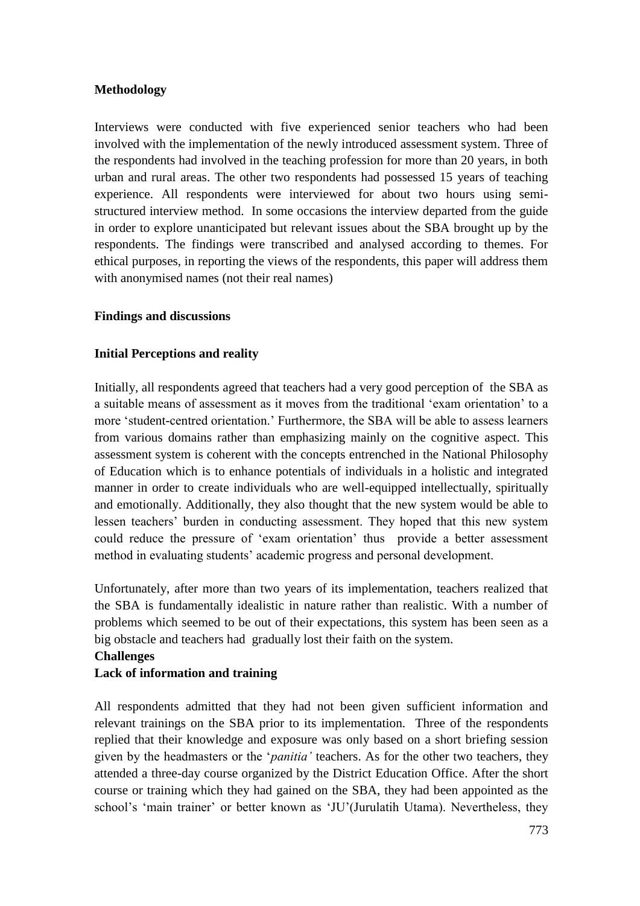## Methodology

Interviews were conducted with five experienced senior teachers who had been involved with the implementation of the newly introduced assessment system. Three of the respondents had involved in the teaching profession for more than 20 years, in both urban and rural areas. The other two respondents had possessed 15 years of teaching experience. All respondents were interviewed for about two hours using semi-structured interview method. In some occasions the interview departed from the guide in order to explore unanticipated but relevant issues about the SBA brought up by the respondents. The findings were transcribed and analysed according to themes. For ethical purposes, in reporting the views of the respondents, this paper will address them with anonymised names (not their real names)

## Findings and discussions

### Initial Perceptions and reality

Initially, all respondents agreed that teachers had a very good perception of the SBA as a suitable means of assessment as it moves from the traditional 'exam orientation' to a more 'student-centred orientation.' Furthermore, the SBA will be able to assess learners from various domains rather than emphasizing mainly on the cognitive aspect. This assessment system is coherent with the concepts entrenched in the National Philosophy of Education which is to enhance potentials of individuals in a holistic and integrated manner in order to create individuals who are well-equipped intellectually, spiritually and emotionally. Additionally, they also thought that the new system would be able to lessen teachers' burden in conducting assessment. They hoped that this new system could reduce the pressure of 'exam orientation' thus provide a better assessment method in evaluating students' academic progress and personal development.

Unfortunately, after more than two years of its implementation, teachers realized that the SBA is fundamentally idealistic in nature rather than realistic. With a number of problems which seemed to be out of their expectations, this system has been seen as a big obstacle and teachers had gradually lost their faith on the system.

### Challenges

### Lack of information and training

All respondents admitted that they had not been given sufficient information and relevant trainings on the SBA prior to its implementation. Three of the respondents replied that their knowledge and exposure was only based on a short briefing session given by the headmasters or the '*panitia'* teachers. As for the other two teachers, they attended a three-day course organized by the District Education Office. After the short course or training which they had gained on the SBA, they had been appointed as the school's 'main trainer' or better known as 'JU'(Jurulatih Utama). Nevertheless, they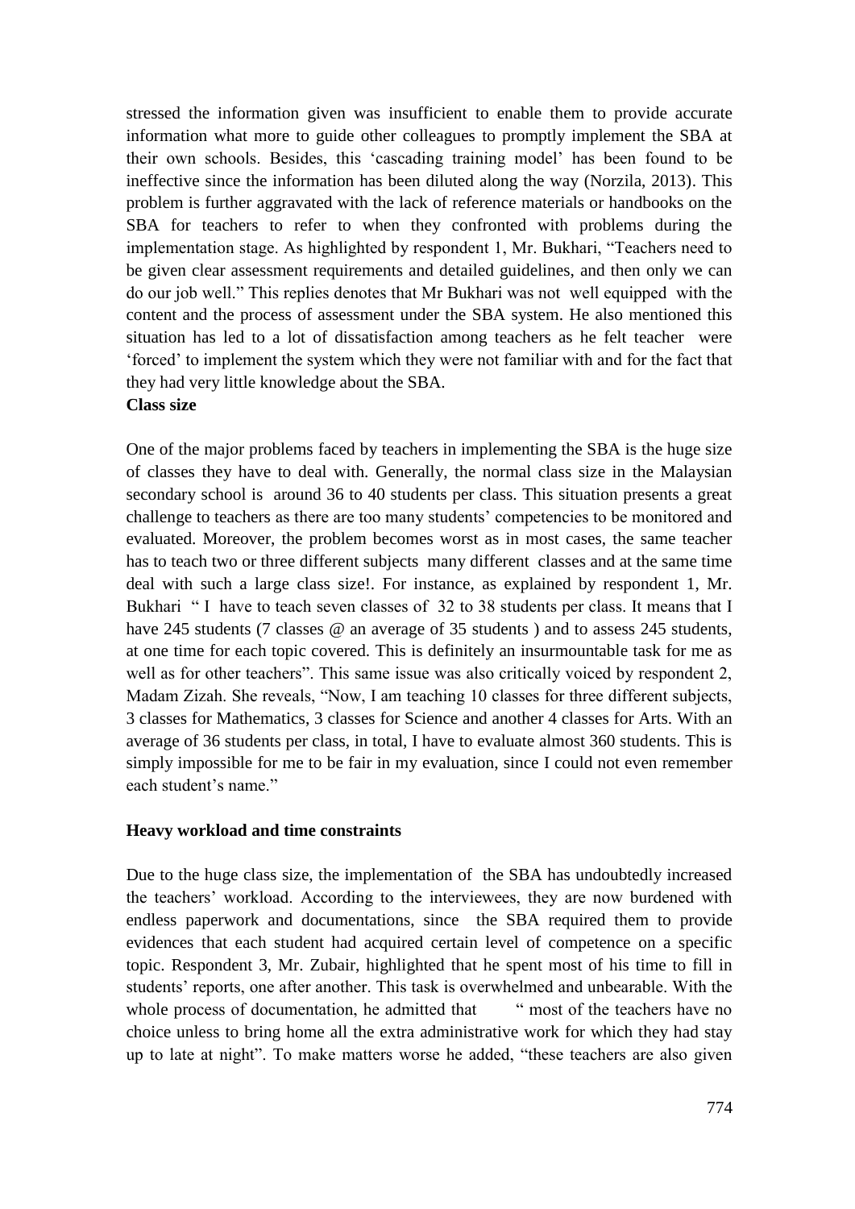stressed the information given was insufficient to enable them to provide accurate information what more to guide other colleagues to promptly implement the SBA at their own schools. Besides, this 'cascading training model' has been found to be ineffective since the information has been diluted along the way (Norzila, 2013). This problem is further aggravated with the lack of reference materials or handbooks on the SBA for teachers to refer to when they confronted with problems during the implementation stage. As highlighted by respondent 1, Mr. Bukhari, "Teachers need to be given clear assessment requirements and detailed guidelines, and then only we can do our job well." This replies denotes that Mr Bukhari was not well equipped with the content and the process of assessment under the SBA system. He also mentioned this situation has led to a lot of dissatisfaction among teachers as he felt teacher were 'forced' to implement the system which they were not familiar with and for the fact that they had very little knowledge about the SBA.

**Class size**

One of the major problems faced by teachers in implementing the SBA is the huge size of classes they have to deal with. Generally, the normal class size in the Malaysian secondary school is around 36 to 40 students per class. This situation presents a great challenge to teachers as there are too many students' competencies to be monitored and evaluated. Moreover, the problem becomes worst as in most cases, the same teacher has to teach two or three different subjects many different classes and at the same time deal with such a large class size!. For instance, as explained by respondent 1, Mr. Bukhari " I have to teach seven classes of 32 to 38 students per class. It means that I have 245 students (7 classes @ an average of 35 students ) and to assess 245 students, at one time for each topic covered. This is definitely an insurmountable task for me as well as for other teachers". This same issue was also critically voiced by respondent 2, Madam Zizah. She reveals, "Now, I am teaching 10 classes for three different subjects, 3 classes for Mathematics, 3 classes for Science and another 4 classes for Arts. With an average of 36 students per class, in total, I have to evaluate almost 360 students. This is simply impossible for me to be fair in my evaluation, since I could not even remember each student's name."

**Heavy workload and time constraints**

Due to the huge class size, the implementation of the SBA has undoubtedly increased the teachers' workload. According to the interviewees, they are now burdened with endless paperwork and documentations, since the SBA required them to provide evidences that each student had acquired certain level of competence on a specific topic. Respondent 3, Mr. Zubair, highlighted that he spent most of his time to fill in students' reports, one after another. This task is overwhelmed and unbearable. With the whole process of documentation, he admitted that " most of the teachers have no choice unless to bring home all the extra administrative work for which they had stay up to late at night". To make matters worse he added, "these teachers are also given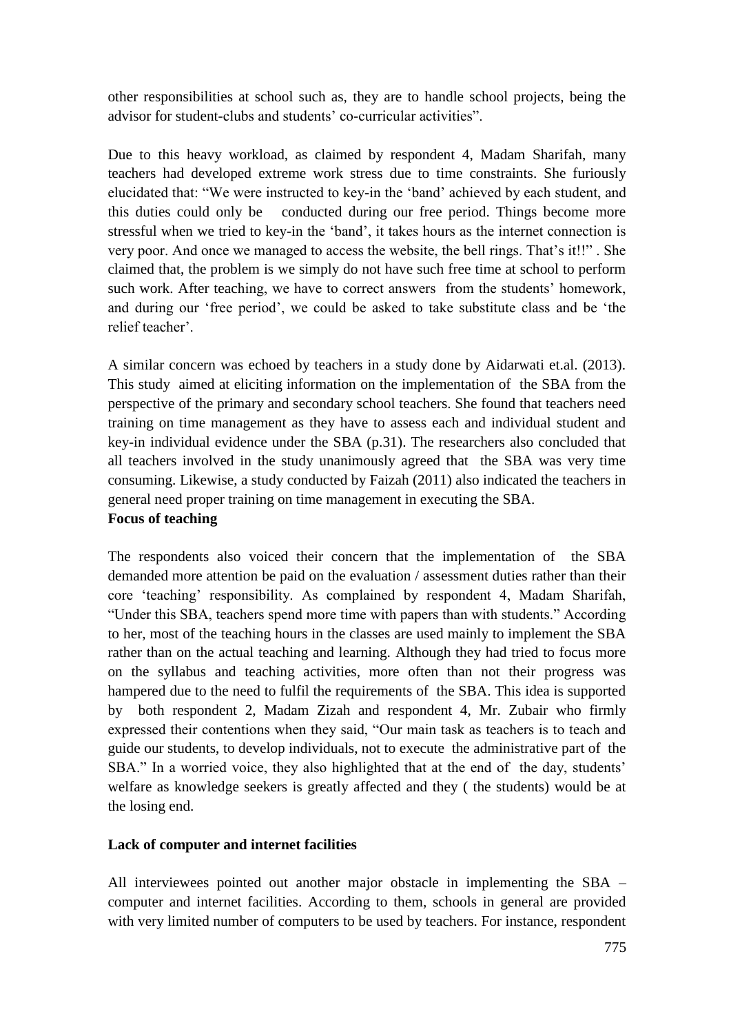other responsibilities at school such as, they are to handle school projects, being the advisor for student-clubs and students' co-curricular activities".

Due to this heavy workload, as claimed by respondent 4, Madam Sharifah, many teachers had developed extreme work stress due to time constraints. She furiously elucidated that: "We were instructed to key-in the 'band' achieved by each student, and this duties could only be conducted during our free period. Things become more stressful when we tried to key-in the 'band', it takes hours as the internet connection is very poor. And once we managed to access the website, the bell rings. That's it!!" . She claimed that, the problem is we simply do not have such free time at school to perform such work. After teaching, we have to correct answers from the students' homework, and during our 'free period', we could be asked to take substitute class and be 'the relief teacher'.

A similar concern was echoed by teachers in a study done by Aidarwati et.al. (2013). This study aimed at eliciting information on the implementation of the SBA from the perspective of the primary and secondary school teachers. She found that teachers need training on time management as they have to assess each and individual student and key-in individual evidence under the SBA (p.31). The researchers also concluded that all teachers involved in the study unanimously agreed that the SBA was very time consuming. Likewise, a study conducted by Faizah (2011) also indicated the teachers in general need proper training on time management in executing the SBA.

**Focus of teaching**

The respondents also voiced their concern that the implementation of the SBA demanded more attention be paid on the evaluation / assessment duties rather than their core 'teaching' responsibility. As complained by respondent 4, Madam Sharifah, "Under this SBA, teachers spend more time with papers than with students." According to her, most of the teaching hours in the classes are used mainly to implement the SBA rather than on the actual teaching and learning. Although they had tried to focus more on the syllabus and teaching activities, more often than not their progress was hampered due to the need to fulfil the requirements of the SBA. This idea is supported by both respondent 2, Madam Zizah and respondent 4, Mr. Zubair who firmly expressed their contentions when they said, "Our main task as teachers is to teach and guide our students, to develop individuals, not to execute the administrative part of the SBA." In a worried voice, they also highlighted that at the end of the day, students' welfare as knowledge seekers is greatly affected and they ( the students) would be at the losing end.

**Lack of computer and internet facilities**

All interviewees pointed out another major obstacle in implementing the SBA – computer and internet facilities. According to them, schools in general are provided with very limited number of computers to be used by teachers. For instance, respondent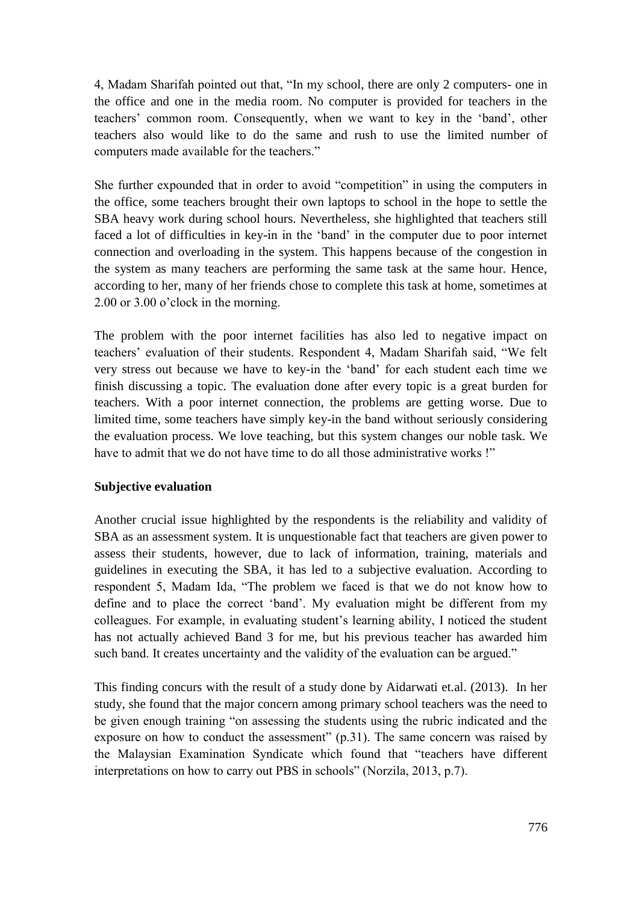4, Madam Sharifah pointed out that, "In my school, there are only 2 computers- one in the office and one in the media room. No computer is provided for teachers in the teachers' common room. Consequently, when we want to key in the 'band', other teachers also would like to do the same and rush to use the limited number of computers made available for the teachers."

She further expounded that in order to avoid "competition" in using the computers in the office, some teachers brought their own laptops to school in the hope to settle the SBA heavy work during school hours. Nevertheless, she highlighted that teachers still faced a lot of difficulties in key-in in the 'band' in the computer due to poor internet connection and overloading in the system. This happens because of the congestion in the system as many teachers are performing the same task at the same hour. Hence, according to her, many of her friends chose to complete this task at home, sometimes at 2.00 or 3.00 o'clock in the morning.

The problem with the poor internet facilities has also led to negative impact on teachers' evaluation of their students. Respondent 4, Madam Sharifah said, "We felt very stress out because we have to key-in the 'band' for each student each time we finish discussing a topic. The evaluation done after every topic is a great burden for teachers. With a poor internet connection, the problems are getting worse. Due to limited time, some teachers have simply key-in the band without seriously considering the evaluation process. We love teaching, but this system changes our noble task. We have to admit that we do not have time to do all those administrative works !"

**Subjective evaluation**

Another crucial issue highlighted by the respondents is the reliability and validity of SBA as an assessment system. It is unquestionable fact that teachers are given power to assess their students, however, due to lack of information, training, materials and guidelines in executing the SBA, it has led to a subjective evaluation. According to respondent 5, Madam Ida, "The problem we faced is that we do not know how to define and to place the correct 'band'. My evaluation might be different from my colleagues. For example, in evaluating student's learning ability, I noticed the student has not actually achieved Band 3 for me, but his previous teacher has awarded him such band. It creates uncertainty and the validity of the evaluation can be argued."

This finding concurs with the result of a study done by Aidarwati et.al. (2013). In her study, she found that the major concern among primary school teachers was the need to be given enough training "on assessing the students using the rubric indicated and the exposure on how to conduct the assessment" (p.31). The same concern was raised by the Malaysian Examination Syndicate which found that "teachers have different interpretations on how to carry out PBS in schools" (Norzila, 2013, p.7).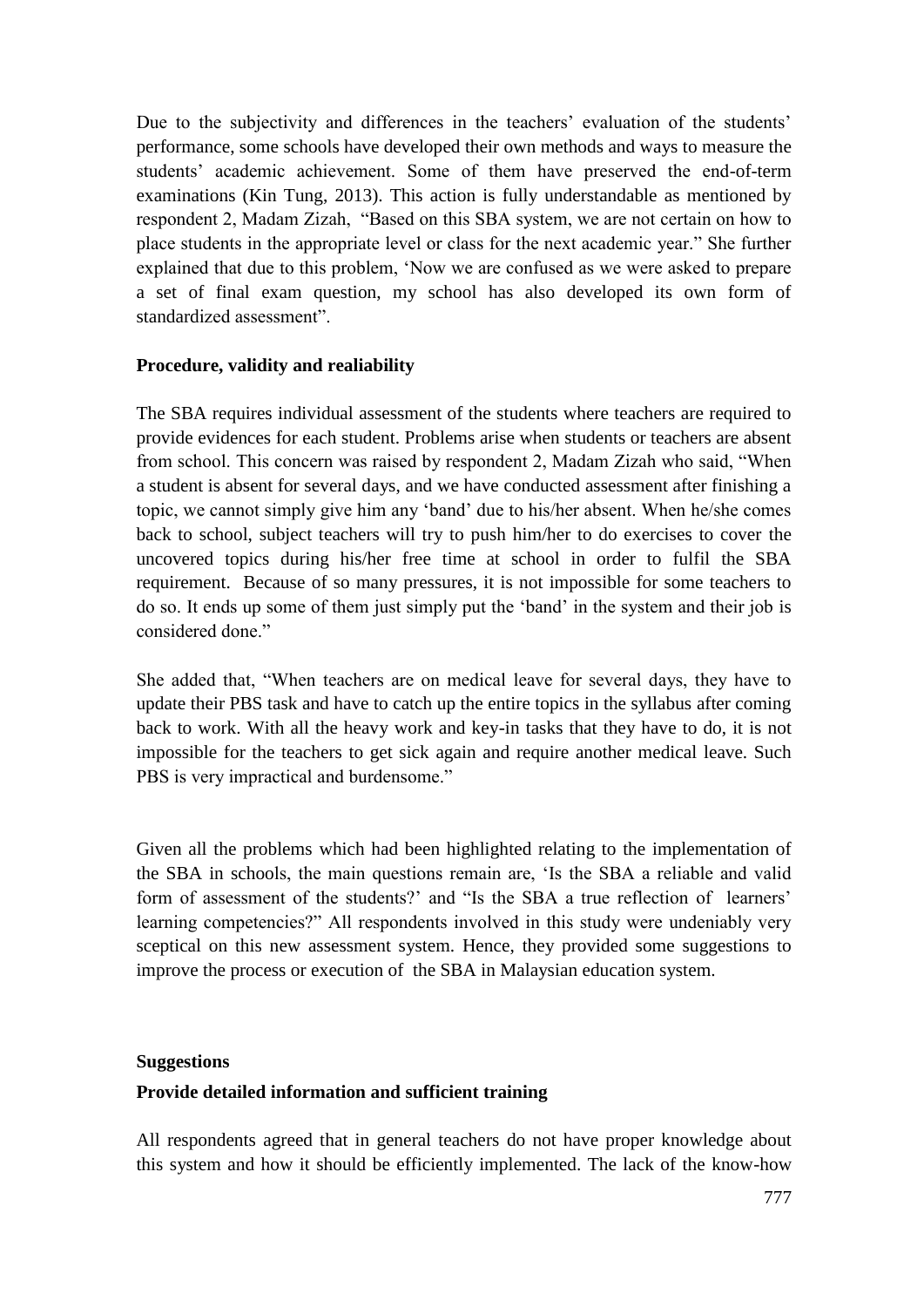Due to the subjectivity and differences in the teachers' evaluation of the students' performance, some schools have developed their own methods and ways to measure the students' academic achievement. Some of them have preserved the end-of-term examinations (Kin Tung, 2013). This action is fully understandable as mentioned by respondent 2, Madam Zizah, "Based on this SBA system, we are not certain on how to place students in the appropriate level or class for the next academic year." She further explained that due to this problem, 'Now we are confused as we were asked to prepare a set of final exam question, my school has also developed its own form of standardized assessment".

**Procedure, validity and realiability**

The SBA requires individual assessment of the students where teachers are required to provide evidences for each student. Problems arise when students or teachers are absent from school. This concern was raised by respondent 2, Madam Zizah who said, "When a student is absent for several days, and we have conducted assessment after finishing a topic, we cannot simply give him any 'band' due to his/her absent. When he/she comes back to school, subject teachers will try to push him/her to do exercises to cover the uncovered topics during his/her free time at school in order to fulfil the SBA requirement. Because of so many pressures, it is not impossible for some teachers to do so. It ends up some of them just simply put the 'band' in the system and their job is considered done."

She added that, "When teachers are on medical leave for several days, they have to update their PBS task and have to catch up the entire topics in the syllabus after coming back to work. With all the heavy work and key-in tasks that they have to do, it is not impossible for the teachers to get sick again and require another medical leave. Such PBS is very impractical and burdensome."

Given all the problems which had been highlighted relating to the implementation of the SBA in schools, the main questions remain are, 'Is the SBA a reliable and valid form of assessment of the students?' and "Is the SBA a true reflection of learners' learning competencies?" All respondents involved in this study were undeniably very sceptical on this new assessment system. Hence, they provided some suggestions to improve the process or execution of the SBA in Malaysian education system.

**Suggestions**

**Provide detailed information and sufficient training**

All respondents agreed that in general teachers do not have proper knowledge about this system and how it should be efficiently implemented. The lack of the know-how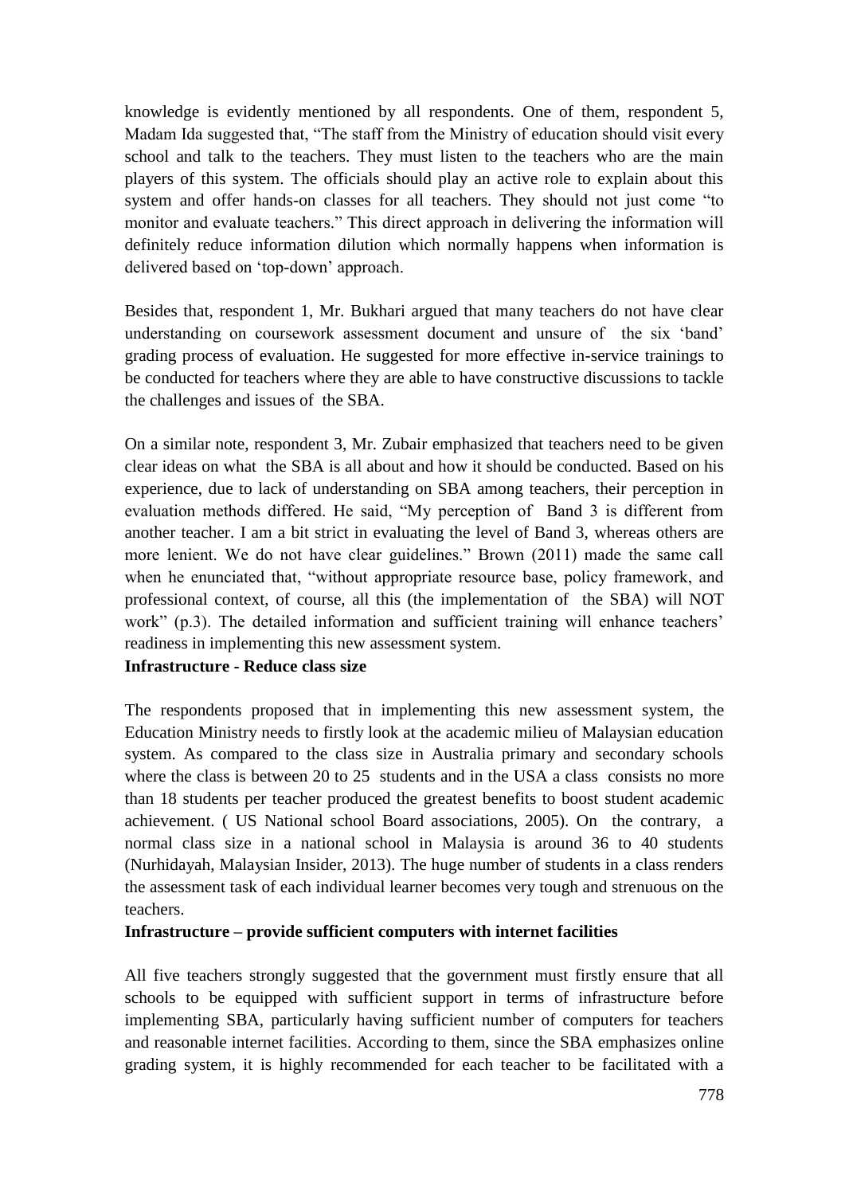knowledge is evidently mentioned by all respondents. One of them, respondent 5, Madam Ida suggested that, "The staff from the Ministry of education should visit every school and talk to the teachers. They must listen to the teachers who are the main players of this system. The officials should play an active role to explain about this system and offer hands-on classes for all teachers. They should not just come "to monitor and evaluate teachers." This direct approach in delivering the information will definitely reduce information dilution which normally happens when information is delivered based on 'top-down' approach.

Besides that, respondent 1, Mr. Bukhari argued that many teachers do not have clear understanding on coursework assessment document and unsure of the six 'band' grading process of evaluation. He suggested for more effective in-service trainings to be conducted for teachers where they are able to have constructive discussions to tackle the challenges and issues of the SBA.

On a similar note, respondent 3, Mr. Zubair emphasized that teachers need to be given clear ideas on what the SBA is all about and how it should be conducted. Based on his experience, due to lack of understanding on SBA among teachers, their perception in evaluation methods differed. He said, "My perception of Band 3 is different from another teacher. I am a bit strict in evaluating the level of Band 3, whereas others are more lenient. We do not have clear guidelines." Brown (2011) made the same call when he enunciated that, "without appropriate resource base, policy framework, and professional context, of course, all this (the implementation of the SBA) will NOT work" (p.3). The detailed information and sufficient training will enhance teachers' readiness in implementing this new assessment system.

**Infrastructure - Reduce class size**

The respondents proposed that in implementing this new assessment system, the Education Ministry needs to firstly look at the academic milieu of Malaysian education system. As compared to the class size in Australia primary and secondary schools where the class is between 20 to 25 students and in the USA a class consists no more than 18 students per teacher produced the greatest benefits to boost student academic achievement. ( US National school Board associations, 2005). On the contrary, a normal class size in a national school in Malaysia is around 36 to 40 students (Nurhidayah, Malaysian Insider, 2013). The huge number of students in a class renders the assessment task of each individual learner becomes very tough and strenuous on the teachers.

**Infrastructure – provide sufficient computers with internet facilities**

All five teachers strongly suggested that the government must firstly ensure that all schools to be equipped with sufficient support in terms of infrastructure before implementing SBA, particularly having sufficient number of computers for teachers and reasonable internet facilities. According to them, since the SBA emphasizes online grading system, it is highly recommended for each teacher to be facilitated with a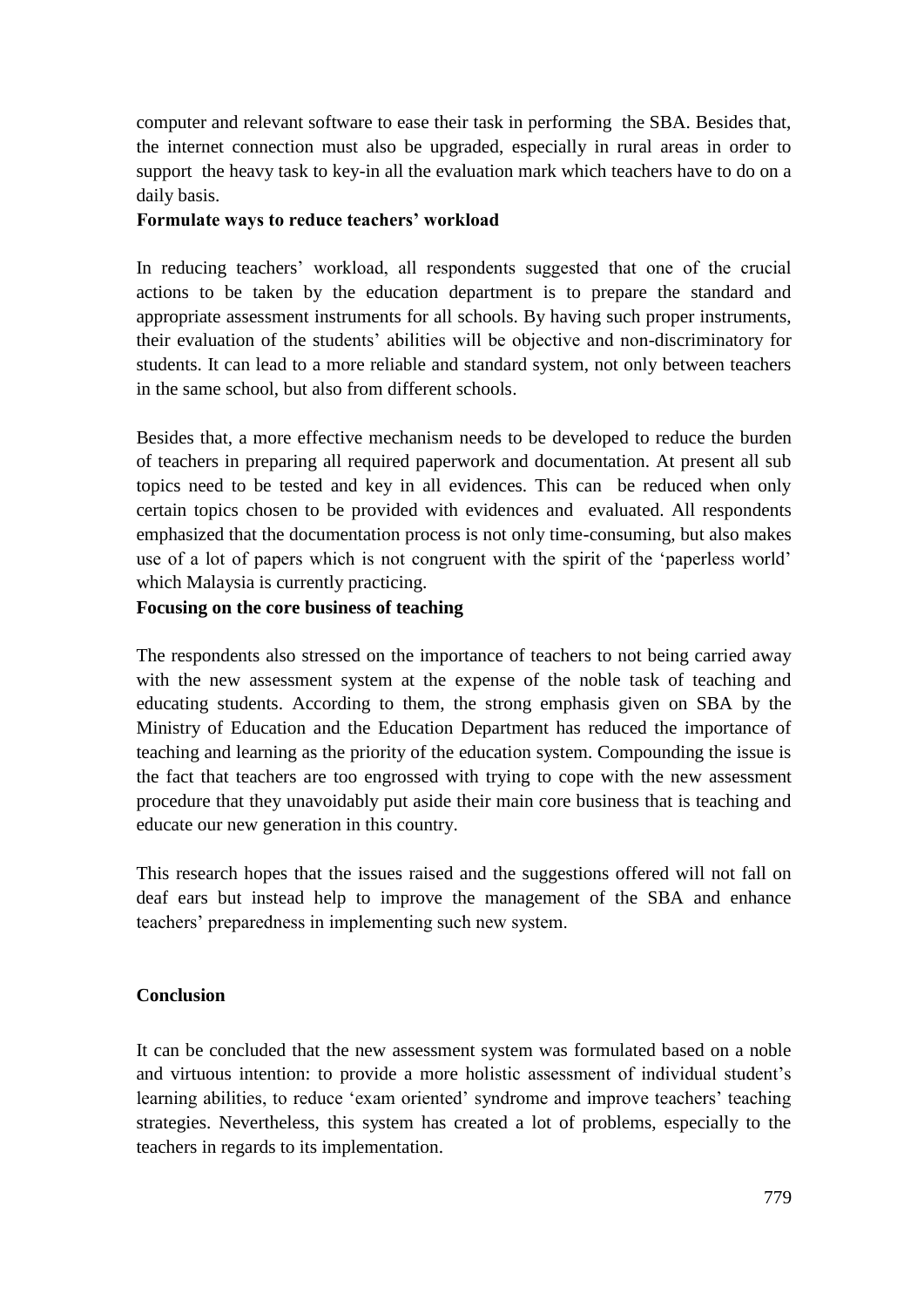computer and relevant software to ease their task in performing the SBA. Besides that, the internet connection must also be upgraded, especially in rural areas in order to support the heavy task to key-in all the evaluation mark which teachers have to do on a daily basis.

**Formulate ways to reduce teachers' workload**

In reducing teachers' workload, all respondents suggested that one of the crucial actions to be taken by the education department is to prepare the standard and appropriate assessment instruments for all schools. By having such proper instruments, their evaluation of the students' abilities will be objective and non-discriminatory for students. It can lead to a more reliable and standard system, not only between teachers in the same school, but also from different schools.

Besides that, a more effective mechanism needs to be developed to reduce the burden of teachers in preparing all required paperwork and documentation. At present all sub topics need to be tested and key in all evidences. This can be reduced when only certain topics chosen to be provided with evidences and evaluated. All respondents emphasized that the documentation process is not only time-consuming, but also makes use of a lot of papers which is not congruent with the spirit of the 'paperless world' which Malaysia is currently practicing.

**Focusing on the core business of teaching**

The respondents also stressed on the importance of teachers to not being carried away with the new assessment system at the expense of the noble task of teaching and educating students. According to them, the strong emphasis given on SBA by the Ministry of Education and the Education Department has reduced the importance of teaching and learning as the priority of the education system. Compounding the issue is the fact that teachers are too engrossed with trying to cope with the new assessment procedure that they unavoidably put aside their main core business that is teaching and educate our new generation in this country.

This research hopes that the issues raised and the suggestions offered will not fall on deaf ears but instead help to improve the management of the SBA and enhance teachers' preparedness in implementing such new system.

## Conclusion

It can be concluded that the new assessment system was formulated based on a noble and virtuous intention: to provide a more holistic assessment of individual student's learning abilities, to reduce 'exam oriented' syndrome and improve teachers' teaching strategies. Nevertheless, this system has created a lot of problems, especially to the teachers in regards to its implementation.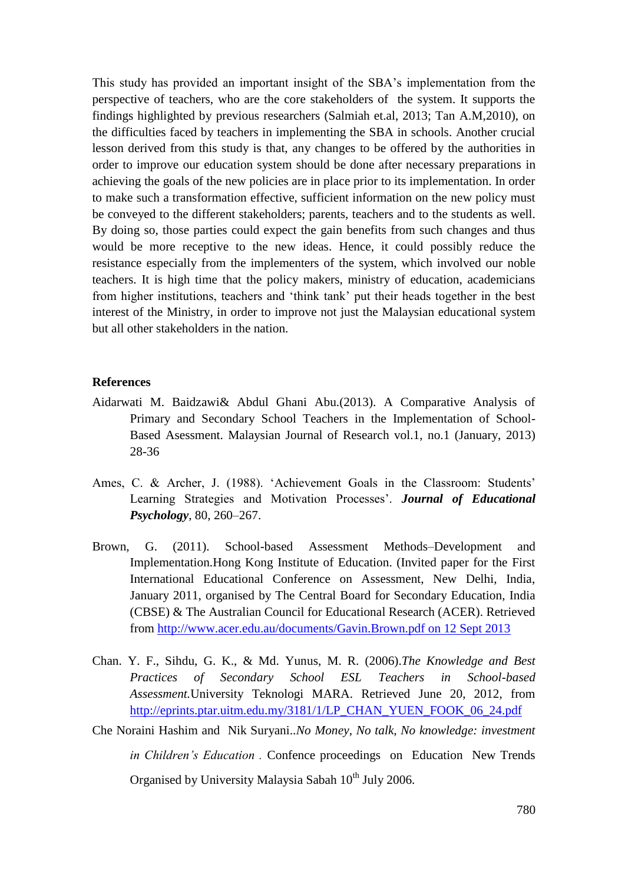This study has provided an important insight of the SBA's implementation from the perspective of teachers, who are the core stakeholders of the system. It supports the findings highlighted by previous researchers (Salmiah et.al, 2013; Tan A.M,2010), on the difficulties faced by teachers in implementing the SBA in schools. Another crucial lesson derived from this study is that, any changes to be offered by the authorities in order to improve our education system should be done after necessary preparations in achieving the goals of the new policies are in place prior to its implementation. In order to make such a transformation effective, sufficient information on the new policy must be conveyed to the different stakeholders; parents, teachers and to the students as well. By doing so, those parties could expect the gain benefits from such changes and thus would be more receptive to the new ideas. Hence, it could possibly reduce the resistance especially from the implementers of the system, which involved our noble teachers. It is high time that the policy makers, ministry of education, academicians from higher institutions, teachers and 'think tank' put their heads together in the best interest of the Ministry, in order to improve not just the Malaysian educational system but all other stakeholders in the nation.

**References**

Aidarwati M. Baidzawi& Abdul Ghani Abu.(2013). A Comparative Analysis of Primary and Secondary School Teachers in the Implementation of School-Based Asessment. Malaysian Journal of Research vol.1, no.1 (January, 2013) 28-36

Ames, C. & Archer, J. (1988). 'Achievement Goals in the Classroom: Students' Learning Strategies and Motivation Processes'. ***Journal of Educational Psychology***, 80, 260–267.

Brown, G. (2011). School-based Assessment Methods–Development and Implementation.Hong Kong Institute of Education. (Invited paper for the First International Educational Conference on Assessment, New Delhi, India, January 2011, organised by The Central Board for Secondary Education, India (CBSE) & The Australian Council for Educational Research (ACER). Retrieved from http://www.acer.edu.au/documents/Gavin.Brown.pdf on 12 Sept 2013

Chan. Y. F., Sihdu, G. K., & Md. Yunus, M. R. (2006).*The Knowledge and Best Practices of Secondary School ESL Teachers in School-based Assessment.*University Teknologi MARA. Retrieved June 20, 2012, from http://eprints.ptar.uitm.edu.my/3181/1/LP_CHAN_YUEN_FOOK_06_24.pdf

Che Noraini Hashim and Nik Suryani..*No Money, No talk, No knowledge: investment in Children's Education* . Confence proceedings on Education New Trends Organised by University Malaysia Sabah 10th July 2006.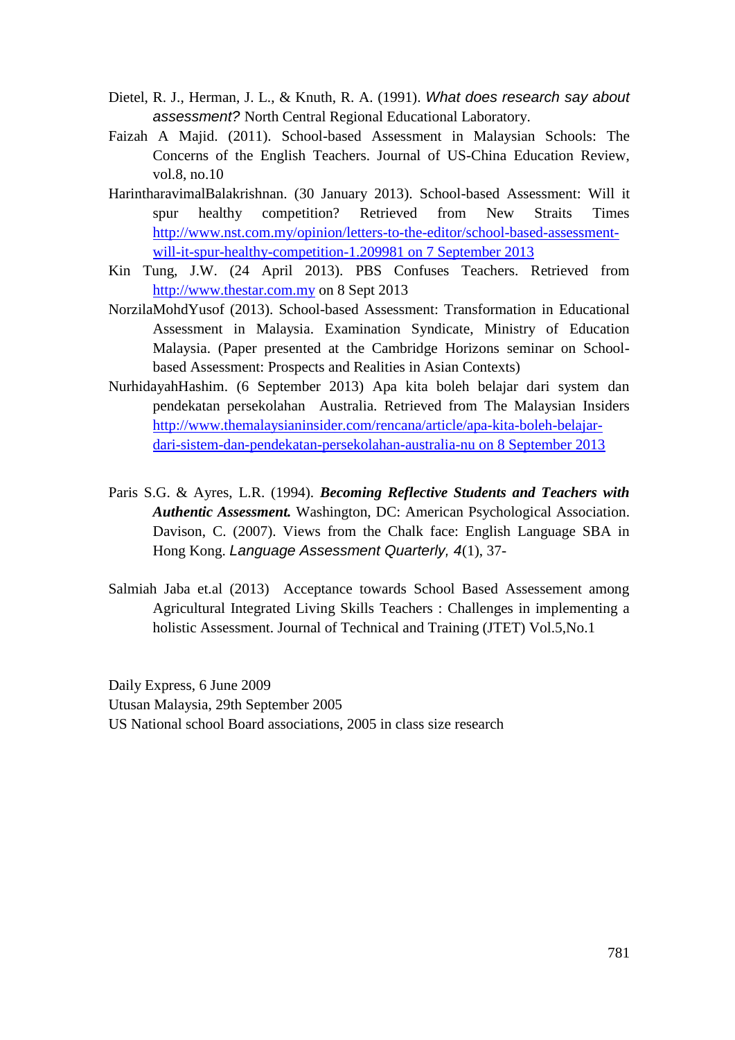Dietel, R. J., Herman, J. L., & Knuth, R. A. (1991). *What does research say about assessment?* North Central Regional Educational Laboratory.

Faizah A Majid. (2011). School-based Assessment in Malaysian Schools: The Concerns of the English Teachers. Journal of US-China Education Review, vol.8, no.10

HarintharavimalBalakrishnan. (30 January 2013). School-based Assessment: Will it spur healthy competition? Retrieved from New Straits Times http://www.nst.com.my/opinion/letters-to-the-editor/school-based-assessment-will-it-spur-healthy-competition-1.209981 on 7 September 2013

Kin Tung, J.W. (24 April 2013). PBS Confuses Teachers. Retrieved from http://www.thestar.com.my on 8 Sept 2013

NorzilaMohdYusof (2013). School-based Assessment: Transformation in Educational Assessment in Malaysia. Examination Syndicate, Ministry of Education Malaysia. (Paper presented at the Cambridge Horizons seminar on School-based Assessment: Prospects and Realities in Asian Contexts)

NurhidayahHashim. (6 September 2013) Apa kita boleh belajar dari system dan pendekatan persekolahan Australia. Retrieved from The Malaysian Insiders http://www.themalaysianinsider.com/rencana/article/apa-kita-boleh-belajar-dari-sistem-dan-pendekatan-persekolahan-australia-nu on 8 September 2013

Paris S.G. & Ayres, L.R. (1994). ***Becoming Reflective Students and Teachers with Authentic Assessment.*** Washington, DC: American Psychological Association. Davison, C. (2007). Views from the Chalk face: English Language SBA in Hong Kong. *Language Assessment Quarterly, 4*(1), 37-

Salmiah Jaba et.al (2013) Acceptance towards School Based Assessement among Agricultural Integrated Living Skills Teachers : Challenges in implementing a holistic Assessment. Journal of Technical and Training (JTET) Vol.5,No.1

Daily Express, 6 June 2009

Utusan Malaysia, 29th September 2005

US National school Board associations, 2005 in class size research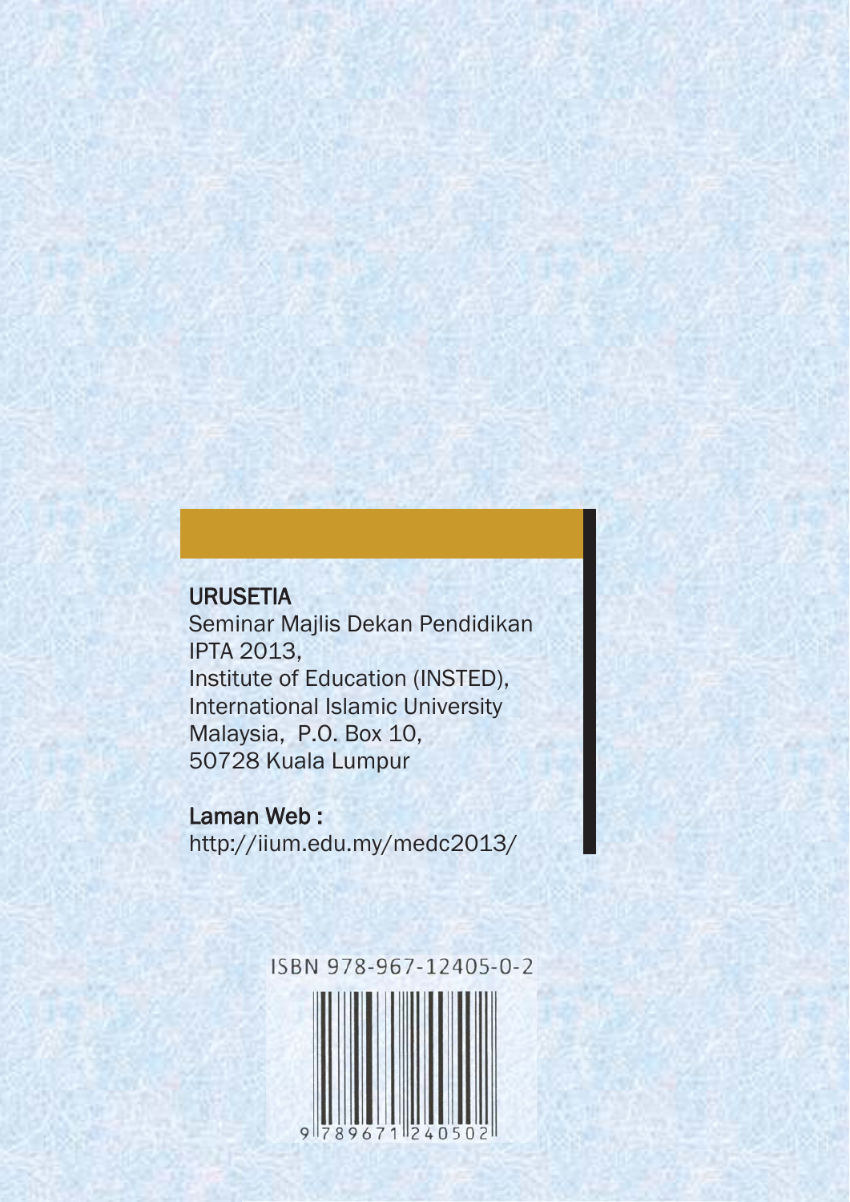**URUSETIA**

Seminar Majlis Dekan Pendidikan
IPTA 2013,
Institute of Education (INSTED),
International Islamic University
Malaysia, P.O. Box 10,
50728 Kuala Lumpur

**Laman Web :**

http://iium.edu.my/medc2013/

ISBN 978-967-12405-0-2

9 789671 240502